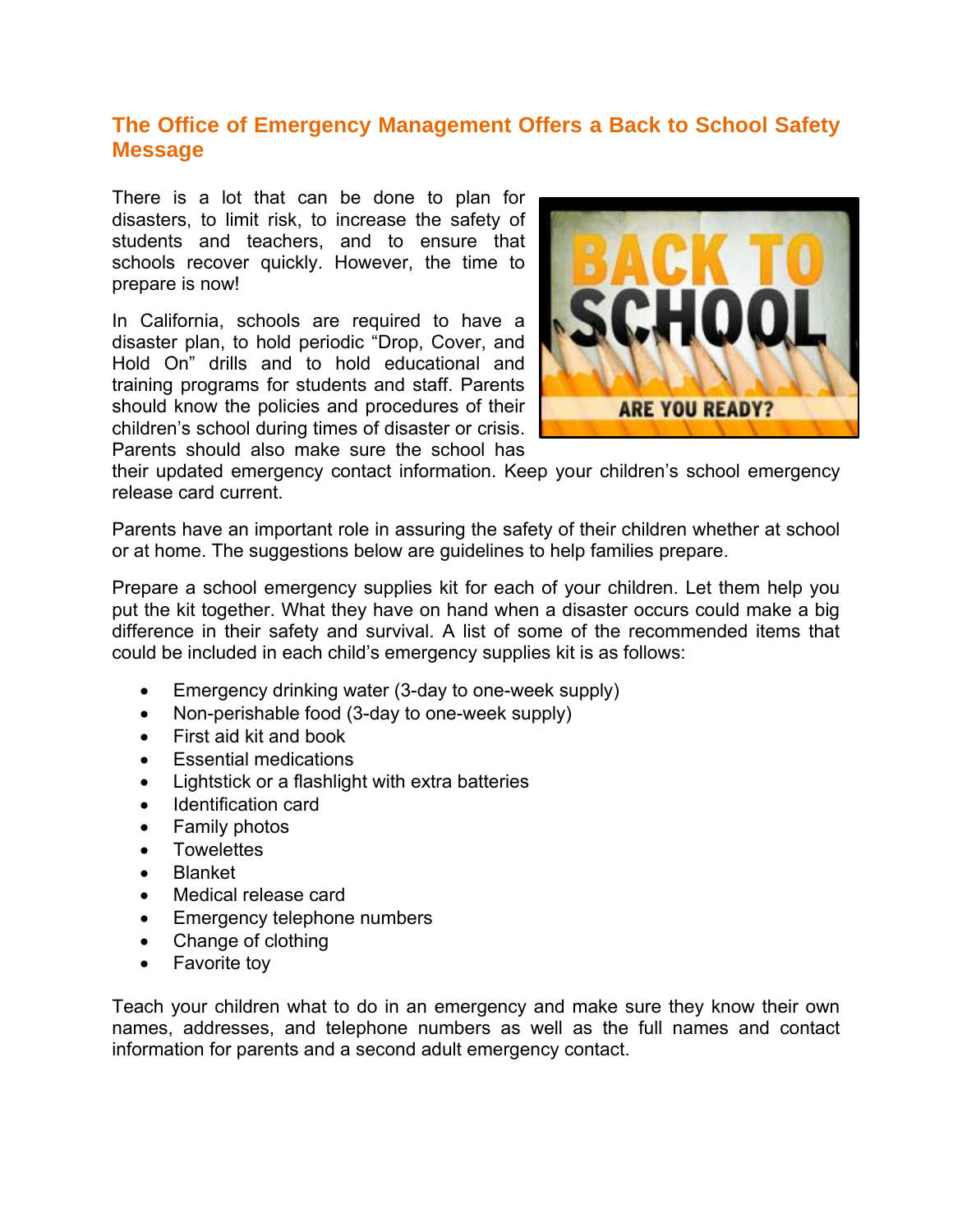## The Office of Emergency Management Offers a Back to School Safety Message

There is a lot that can be done to plan for disasters, to limit risk, to increase the safety of students and teachers, and to ensure that schools recover quickly. However, the time to prepare is now!

In California, schools are required to have a disaster plan, to hold periodic "Drop, Cover, and Hold On" drills and to hold educational and training programs for students and staff. Parents should know the policies and procedures of their children's school during times of disaster or crisis. Parents should also make sure the school has their updated emergency contact information. Keep your children's school emergency release card current.

Parents have an important role in assuring the safety of their children whether at school or at home. The suggestions below are guidelines to help families prepare.

Prepare a school emergency supplies kit for each of your children. Let them help you put the kit together. What they have on hand when a disaster occurs could make a big difference in their safety and survival. A list of some of the recommended items that could be included in each child's emergency supplies kit is as follows:

- Emergency drinking water (3-day to one-week supply)
- Non-perishable food (3-day to one-week supply)
- First aid kit and book
- Essential medications
- Lightstick or a flashlight with extra batteries
- Identification card
- Family photos
- Towelettes
- Blanket
- Medical release card
- Emergency telephone numbers
- Change of clothing
- Favorite toy

Teach your children what to do in an emergency and make sure they know their own names, addresses, and telephone numbers as well as the full names and contact information for parents and a second adult emergency contact.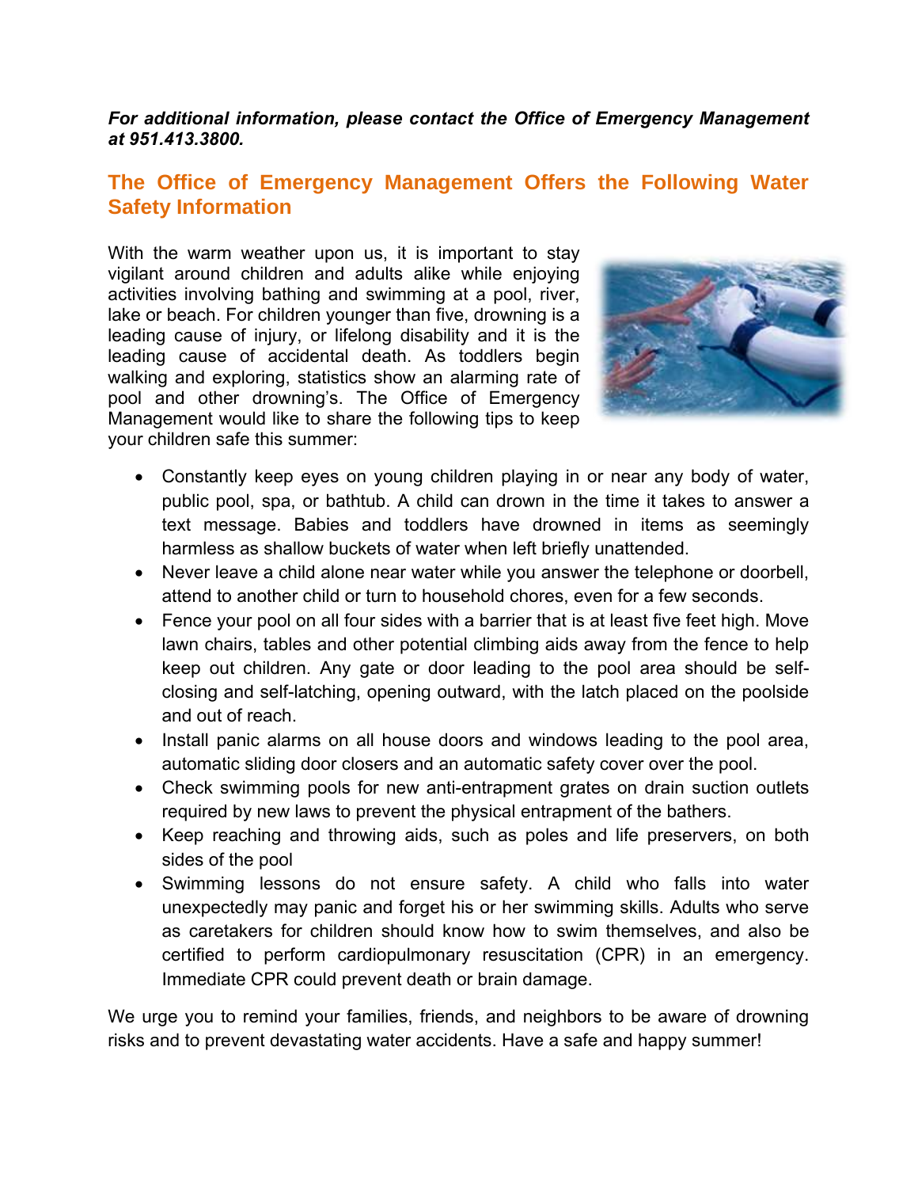***For additional information, please contact the Office of Emergency Management at 951.413.3800.***

## The Office of Emergency Management Offers the Following Water Safety Information

With the warm weather upon us, it is important to stay vigilant around children and adults alike while enjoying activities involving bathing and swimming at a pool, river, lake or beach. For children younger than five, drowning is a leading cause of injury, or lifelong disability and it is the leading cause of accidental death. As toddlers begin walking and exploring, statistics show an alarming rate of pool and other drowning's. The Office of Emergency Management would like to share the following tips to keep your children safe this summer:

- Constantly keep eyes on young children playing in or near any body of water, public pool, spa, or bathtub. A child can drown in the time it takes to answer a text message. Babies and toddlers have drowned in items as seemingly harmless as shallow buckets of water when left briefly unattended.
- Never leave a child alone near water while you answer the telephone or doorbell, attend to another child or turn to household chores, even for a few seconds.
- Fence your pool on all four sides with a barrier that is at least five feet high. Move lawn chairs, tables and other potential climbing aids away from the fence to help keep out children. Any gate or door leading to the pool area should be self-closing and self-latching, opening outward, with the latch placed on the poolside and out of reach.
- Install panic alarms on all house doors and windows leading to the pool area, automatic sliding door closers and an automatic safety cover over the pool.
- Check swimming pools for new anti-entrapment grates on drain suction outlets required by new laws to prevent the physical entrapment of the bathers.
- Keep reaching and throwing aids, such as poles and life preservers, on both sides of the pool
- Swimming lessons do not ensure safety. A child who falls into water unexpectedly may panic and forget his or her swimming skills. Adults who serve as caretakers for children should know how to swim themselves, and also be certified to perform cardiopulmonary resuscitation (CPR) in an emergency. Immediate CPR could prevent death or brain damage.

We urge you to remind your families, friends, and neighbors to be aware of drowning risks and to prevent devastating water accidents. Have a safe and happy summer!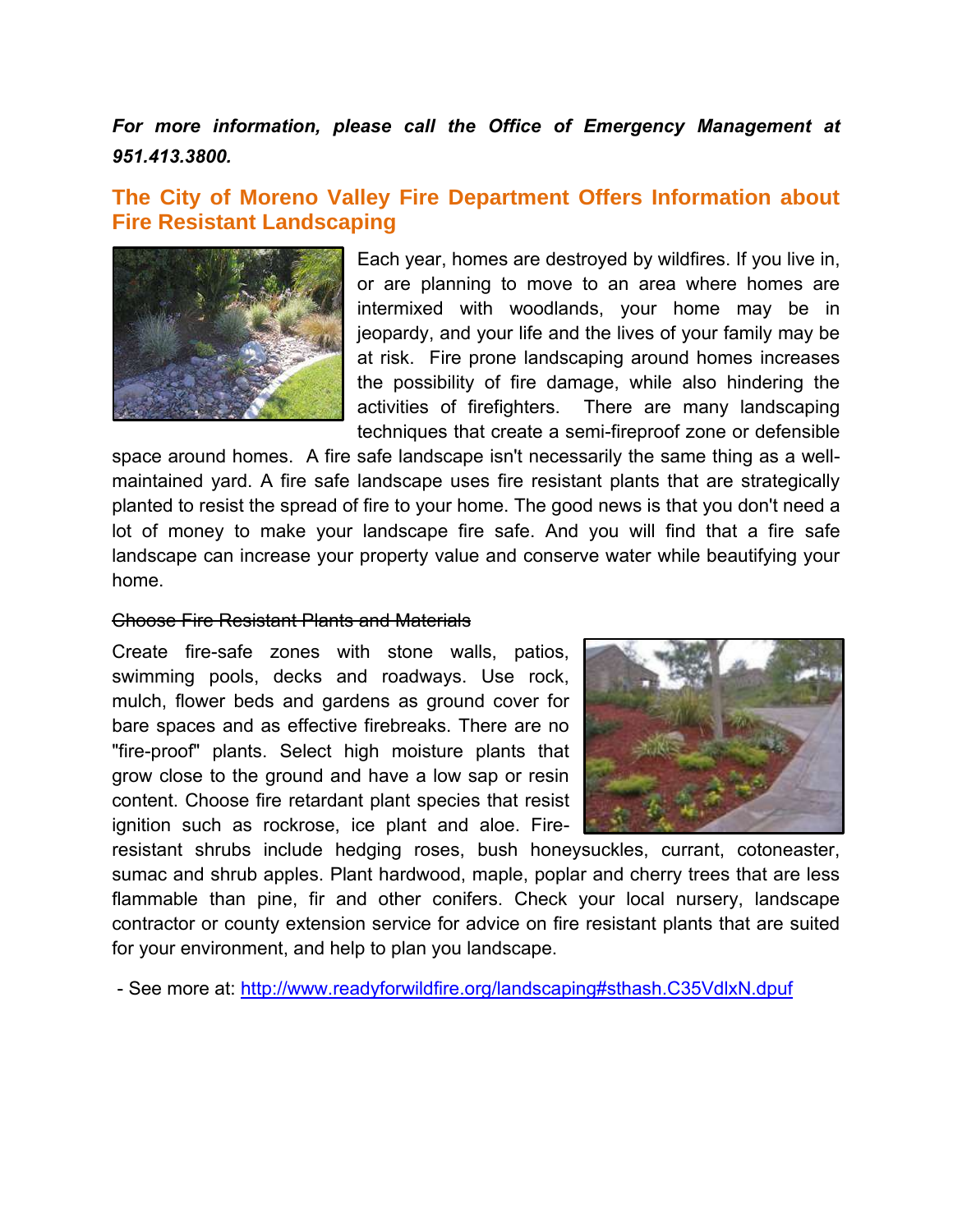***For more information, please call the Office of Emergency Management at 951.413.3800.***

## The City of Moreno Valley Fire Department Offers Information about Fire Resistant Landscaping

Each year, homes are destroyed by wildfires. If you live in, or are planning to move to an area where homes are intermixed with woodlands, your home may be in jeopardy, and your life and the lives of your family may be at risk. Fire prone landscaping around homes increases the possibility of fire damage, while also hindering the activities of firefighters. There are many landscaping techniques that create a semi-fireproof zone or defensible space around homes. A fire safe landscape isn't necessarily the same thing as a well-maintained yard. A fire safe landscape uses fire resistant plants that are strategically planted to resist the spread of fire to your home. The good news is that you don't need a lot of money to make your landscape fire safe. And you will find that a fire safe landscape can increase your property value and conserve water while beautifying your home.

~~Choose Fire Resistant Plants and Materials~~

Create fire-safe zones with stone walls, patios, swimming pools, decks and roadways. Use rock, mulch, flower beds and gardens as ground cover for bare spaces and as effective firebreaks. There are no "fire-proof" plants. Select high moisture plants that grow close to the ground and have a low sap or resin content. Choose fire retardant plant species that resist ignition such as rockrose, ice plant and aloe. Fire-resistant shrubs include hedging roses, bush honeysuckles, currant, cotoneaster, sumac and shrub apples. Plant hardwood, maple, poplar and cherry trees that are less flammable than pine, fir and other conifers. Check your local nursery, landscape contractor or county extension service for advice on fire resistant plants that are suited for your environment, and help to plan you landscape.

- See more at: http://www.readyforwildfire.org/landscaping#sthash.C35VdlxN.dpuf